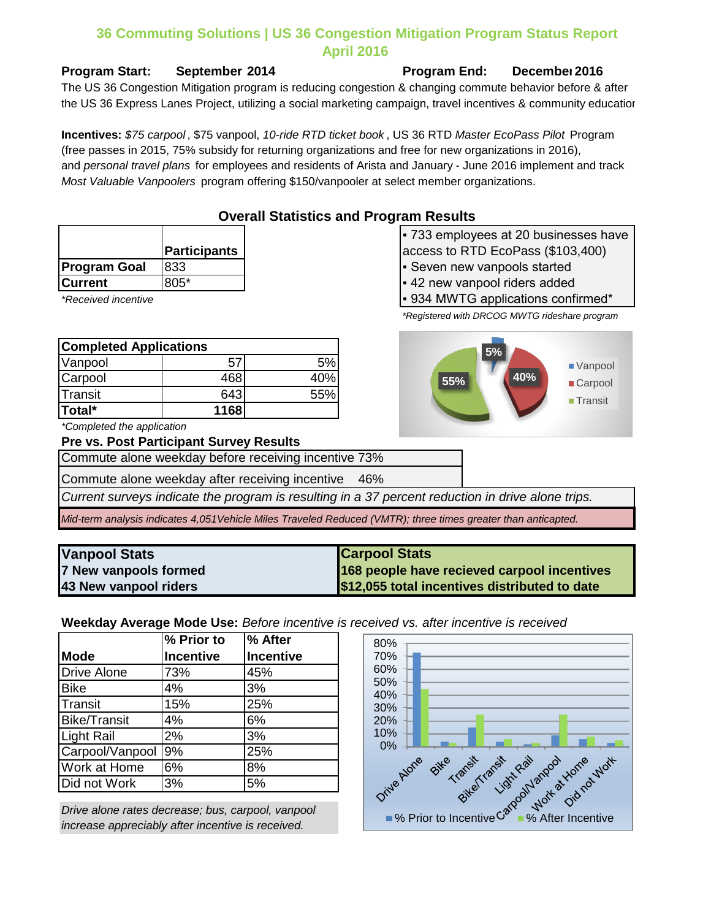# 36 Commuting Solutions | US 36 Congestion Mitigation Program Status Report
## April 2016

**Program Start:** September 2014 **Program End:** December 2016

The US 36 Congestion Mitigation program is reducing congestion & changing commute behavior before & after the US 36 Express Lanes Project, utilizing a social marketing campaign, travel incentives & community education

**Incentives:** *$75 carpool*, $75 vanpool, *10-ride RTD ticket book*, US 36 RTD *Master EcoPass Pilot* Program (free passes in 2015, 75% subsidy for returning organizations and free for new organizations in 2016), and *personal travel plans* for employees and residents of Arista and January - June 2016 implement and track *Most Valuable Vanpoolers* program offering $150/vanpooler at select member organizations.

## Overall Statistics and Program Results

| | Participants |
|---|---|
| **Program Goal** | 833 |
| **Current** | 805* |

*\*Received incentive*

- 733 employees at 20 businesses have access to RTD EcoPass ($103,400)
- Seven new vanpools started
- 42 new vanpool riders added
- 934 MWTG applications confirmed*

*\*Registered with DRCOG MWTG rideshare program*

| **Completed Applications** | | |
|---|---|---|
| Vanpool | 57 | 5% |
| Carpool | 468 | 40% |
| Transit | 643 | 55% |
| **Total*** | **1168** | |

*\*Completed the application*

### Pre vs. Post Participant Survey Results

Commute alone weekday before receiving incentive 73%

Commute alone weekday after receiving incentive 46%

*Current surveys indicate the program is resulting in a 37 percent reduction in drive alone trips.*

*Mid-term analysis indicates 4,051Vehicle Miles Traveled Reduced (VMTR); three times greater than anticapted.*

| **Vanpool Stats** | **Carpool Stats** |
|---|---|
| **7 New vanpools formed** | **168 people have recieved carpool incentives** |
| **43 New vanpool riders** | **$12,055 total incentives distributed to date** |

**Weekday Average Mode Use:** *Before incentive is received vs. after incentive is received*

| Mode | % Prior to Incentive | % After Incentive |
|---|---|---|
| Drive Alone | 73% | 45% |
| Bike | 4% | 3% |
| Transit | 15% | 25% |
| Bike/Transit | 4% | 6% |
| Light Rail | 2% | 3% |
| Carpool/Vanpool | 9% | 25% |
| Work at Home | 6% | 8% |
| Did not Work | 3% | 5% |

*Drive alone rates decrease; bus, carpool, vanpool increase appreciably after incentive is received.*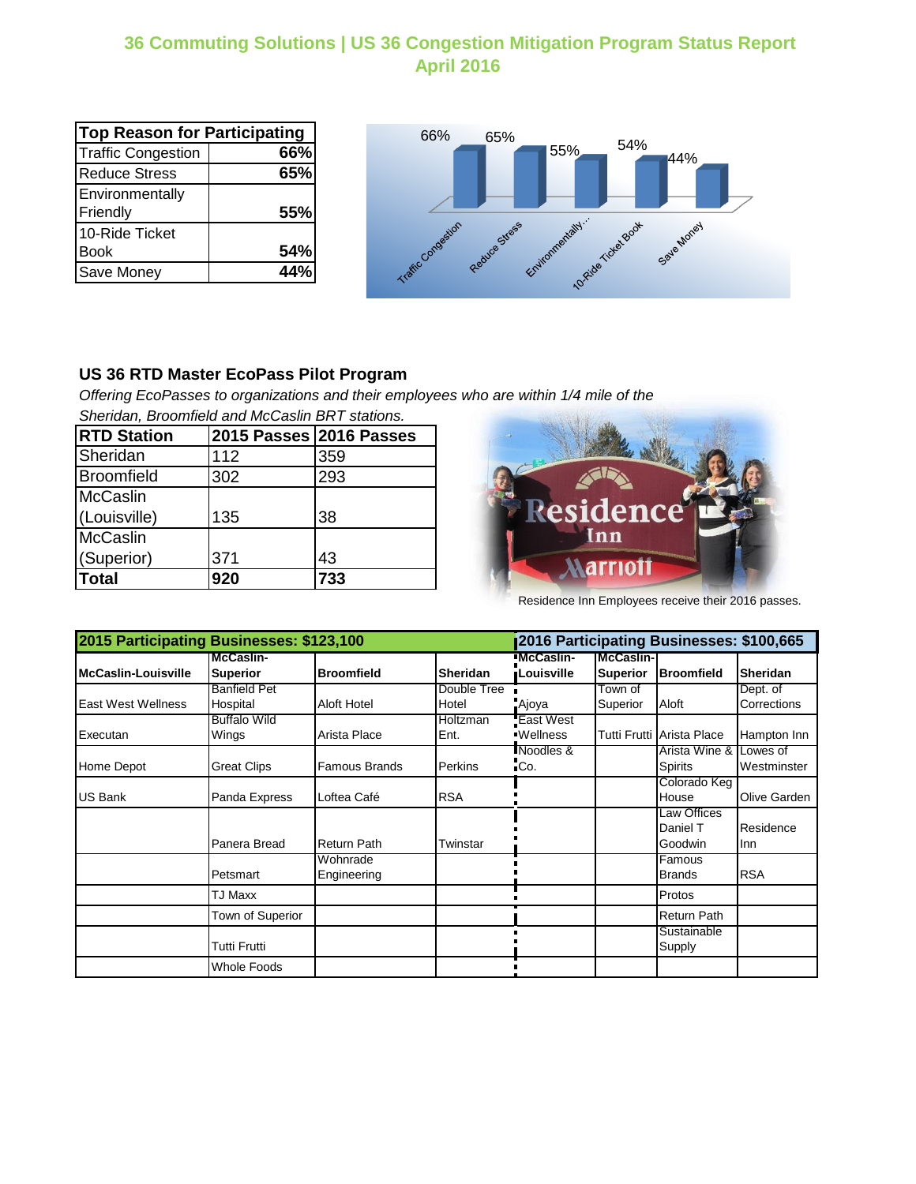# 36 Commuting Solutions | US 36 Congestion Mitigation Program Status Report
## April 2016

| Top Reason for Participating | |
|---|---|
| Traffic Congestion | **66%** |
| Reduce Stress | **65%** |
| Environmentally Friendly | **55%** |
| 10-Ride Ticket Book | **54%** |
| Save Money | **44%** |

### US 36 RTD Master EcoPass Pilot Program

*Offering EcoPasses to organizations and their employees who are within 1/4 mile of the Sheridan, Broomfield and McCaslin BRT stations.*

| RTD Station | 2015 Passes | 2016 Passes |
|---|---|---|
| Sheridan | 112 | 359 |
| Broomfield | 302 | 293 |
| McCaslin (Louisville) | 135 | 38 |
| McCaslin (Superior) | 371 | 43 |
| **Total** | **920** | **733** |

Residence Inn Employees receive their 2016 passes.

| 2015 Participating Businesses: $123,100 | | | | 2016 Participating Businesses: $100,665 | | | |
|---|---|---|---|---|---|---|---|
| **McCaslin-Louisville** | **McCaslin-Superior** | **Broomfield** | **Sheridan** | **McCaslin-Louisville** | **McCaslin-Superior** | **Broomfield** | **Sheridan** |
| East West Wellness | Banfield Pet Hospital | Aloft Hotel | Double Tree Hotel | Ajoya | Town of Superior | Aloft | Dept. of Corrections |
| Executan | Buffalo Wild Wings | Arista Place | Holtzman Ent. | East West Wellness | Tutti Frutti | Arista Place | Hampton Inn |
| Home Depot | Great Clips | Famous Brands | Perkins | Noodles & Co. | | Arista Wine & Spirits | Lowes of Westminster |
| US Bank | Panda Express | Loftea Café | RSA | | | Colorado Keg House | Olive Garden |
| | Panera Bread | Return Path | Twinstar | | | Law Offices Daniel T Goodwin | Residence Inn |
| | Petsmart | Wohnrade Engineering | | | | Famous Brands | RSA |
| | TJ Maxx | | | | | Protos | |
| | Town of Superior | | | | | Return Path | |
| | Tutti Frutti | | | | | Sustainable Supply | |
| | Whole Foods | | | | | | |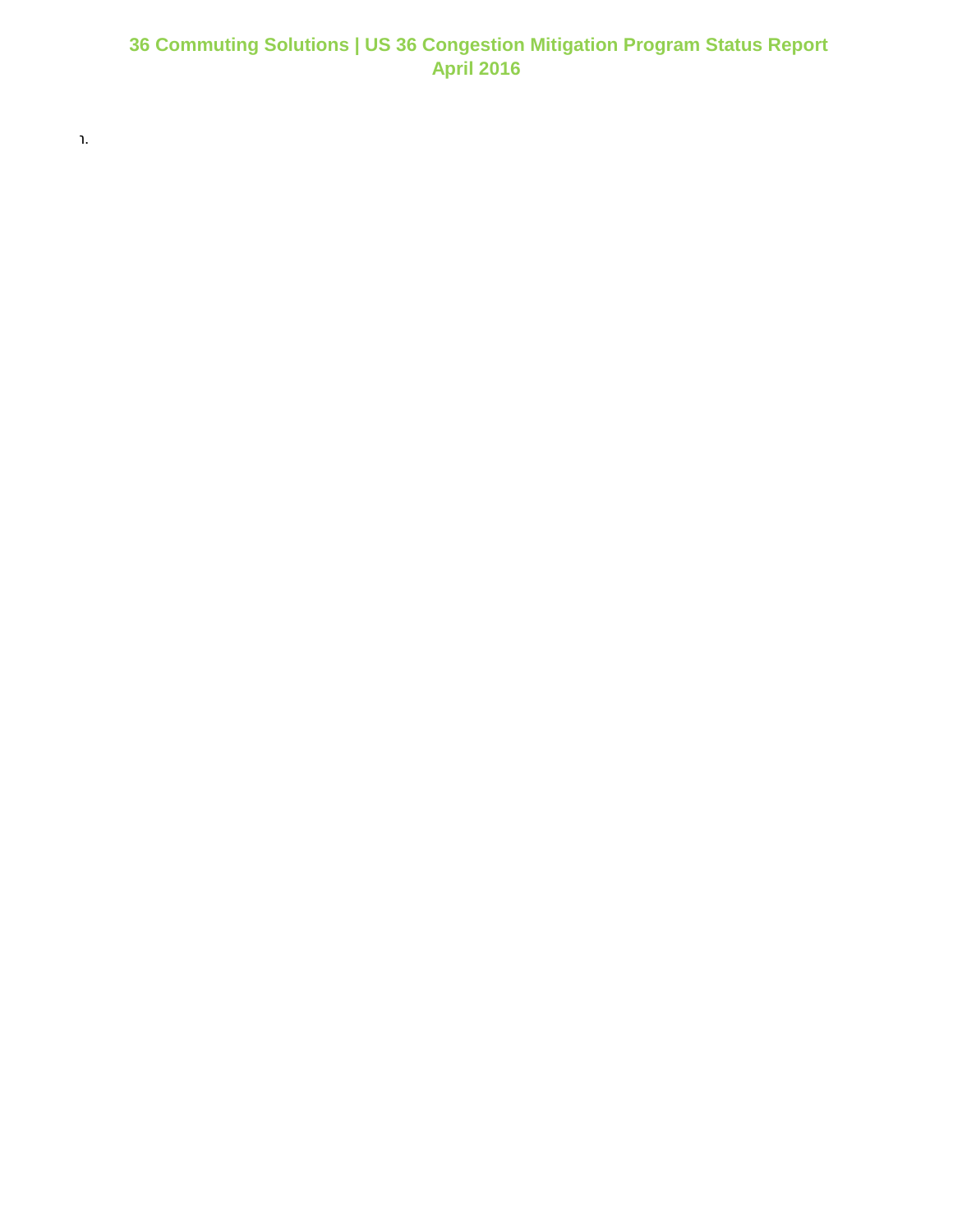n.